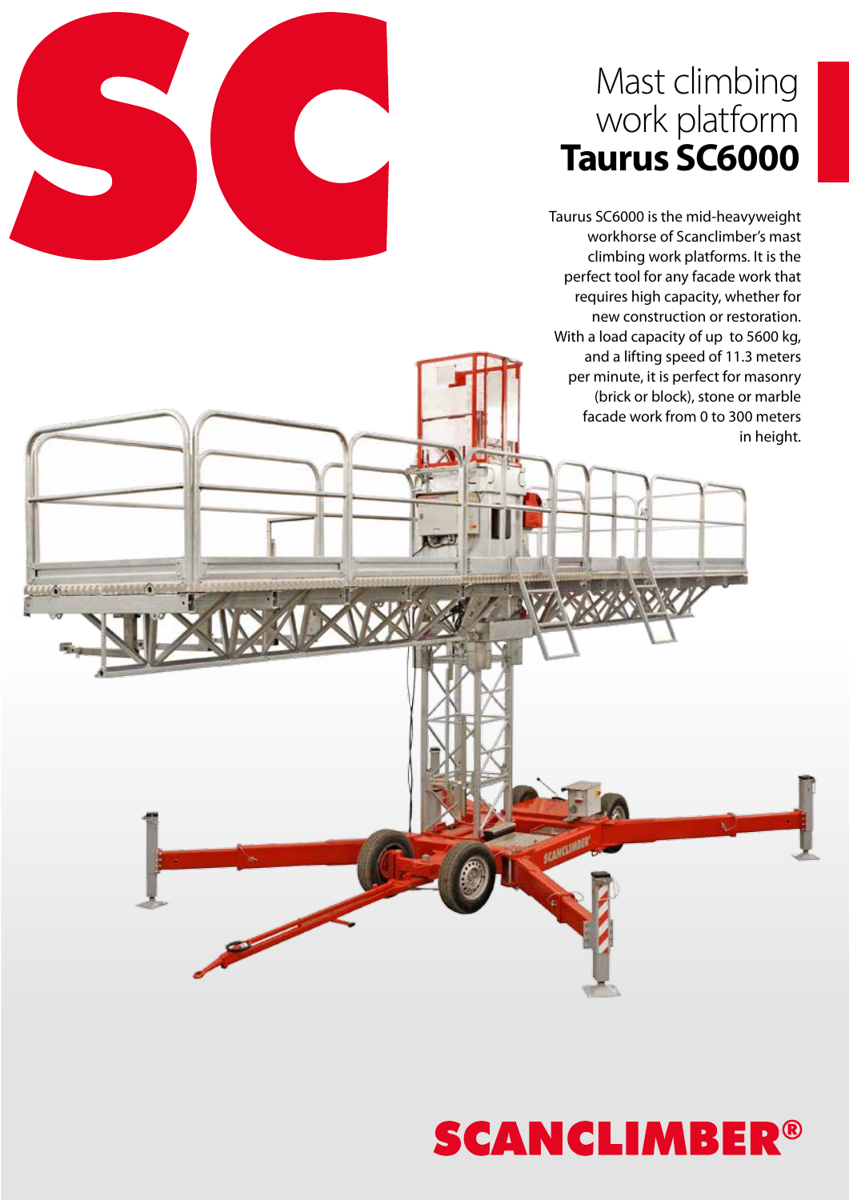# Mast climbing work platform **Taurus SC6000**

Taurus SC6000 is the mid-heavyweight workhorse of Scanclimber's mast climbing work platforms. It is the perfect tool for any facade work that requires high capacity, whether for new construction or restoration. With a load capacity of up to 5600 kg, and a lifting speed of 11.3 meters per minute, it is perfect for masonry (brick or block), stone or marble facade work from 0 to 300 meters in height.

**SCANCLIMBER®**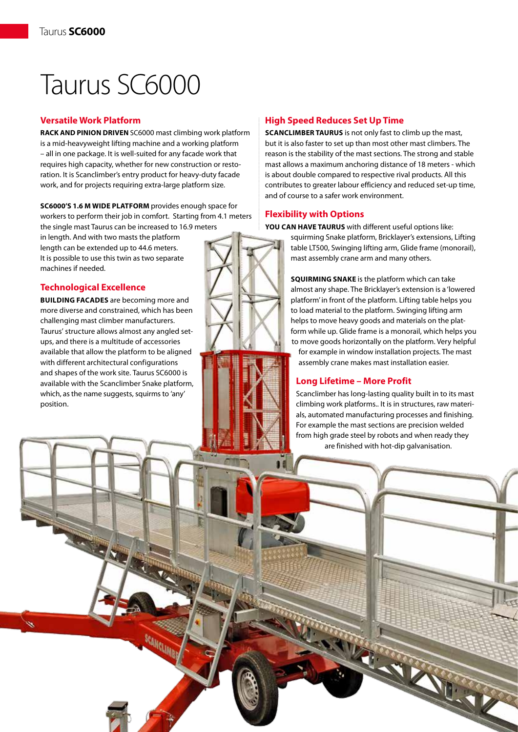# Taurus SC6000

## Versatile Work Platform

**RACK AND PINION DRIVEN** SC6000 mast climbing work platform is a mid-heavyweight lifting machine and a working platform – all in one package. It is well-suited for any facade work that requires high capacity, whether for new construction or restoration. It is Scanclimber's entry product for heavy-duty facade work, and for projects requiring extra-large platform size.

**SC6000'S 1.6 M WIDE PLATFORM** provides enough space for workers to perform their job in comfort. Starting from 4.1 meters the single mast Taurus can be increased to 16.9 meters in length. And with two masts the platform length can be extended up to 44.6 meters. It is possible to use this twin as two separate machines if needed.

## Technological Excellence

**BUILDING FACADES** are becoming more and more diverse and constrained, which has been challenging mast climber manufacturers. Taurus' structure allows almost any angled setups, and there is a multitude of accessories available that allow the platform to be aligned with different architectural configurations and shapes of the work site. Taurus SC6000 is available with the Scanclimber Snake platform, which, as the name suggests, squirms to 'any' position.

## High Speed Reduces Set Up Time

**SCANCLIMBER TAURUS** is not only fast to climb up the mast, but it is also faster to set up than most other mast climbers. The reason is the stability of the mast sections. The strong and stable mast allows a maximum anchoring distance of 18 meters - which is about double compared to respective rival products. All this contributes to greater labour efficiency and reduced set-up time, and of course to a safer work environment.

## Flexibility with Options

**YOU CAN HAVE TAURUS** with different useful options like: squirming Snake platform, Bricklayer's extensions, Lifting table LT500, Swinging lifting arm, Glide frame (monorail), mast assembly crane arm and many others.

**SQUIRMING SNAKE** is the platform which can take almost any shape. The Bricklayer's extension is a 'lowered platform' in front of the platform. Lifting table helps you to load material to the platform. Swinging lifting arm helps to move heavy goods and materials on the platform while up. Glide frame is a monorail, which helps you to move goods horizontally on the platform. Very helpful for example in window installation projects. The mast assembly crane makes mast installation easier.

## Long Lifetime – More Profit

Scanclimber has long-lasting quality built in to its mast climbing work platforms.. It is in structures, raw materials, automated manufacturing processes and finishing. For example the mast sections are precision welded from high grade steel by robots and when ready they are finished with hot-dip galvanisation.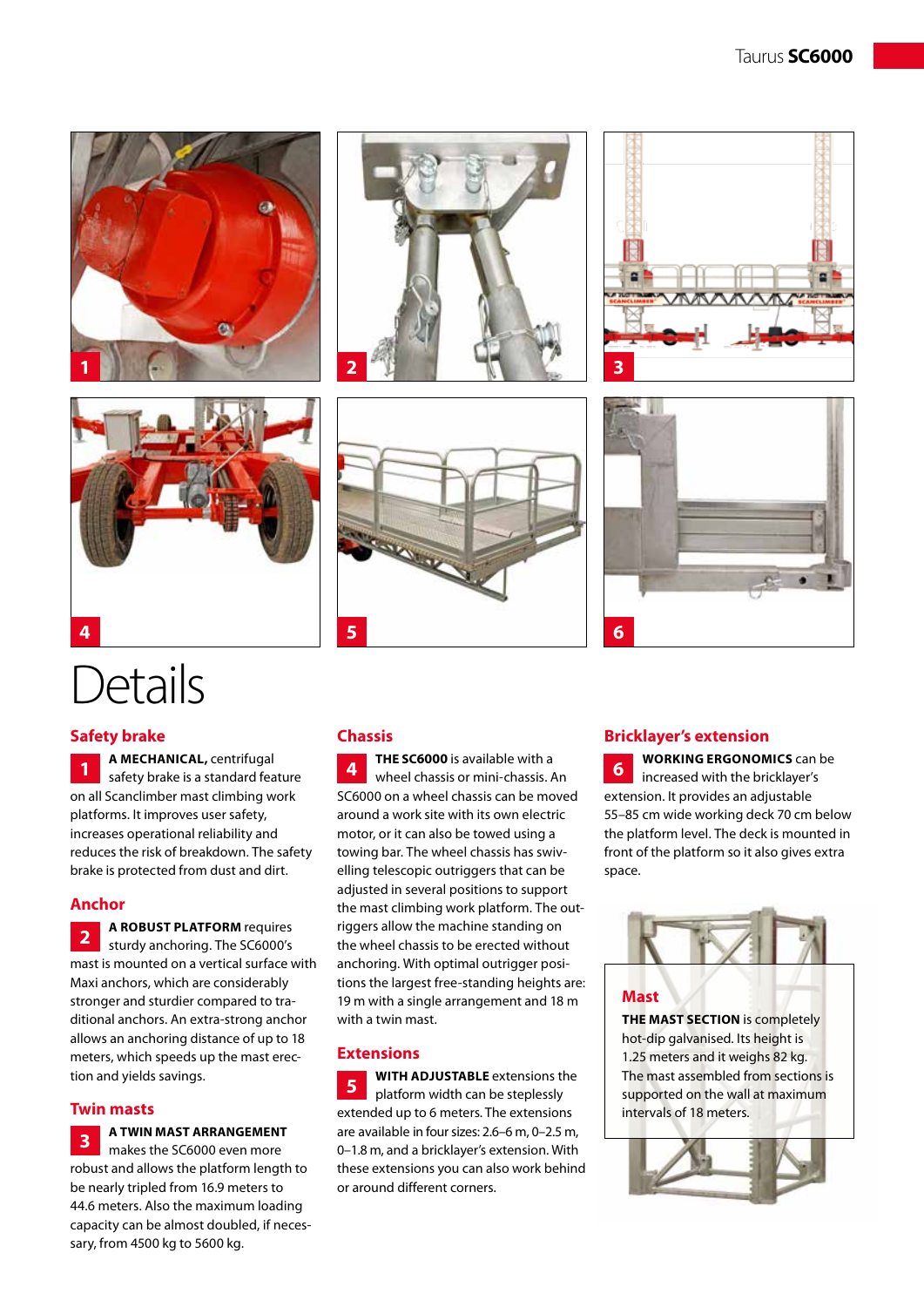# Details

## Safety brake

**1** **A MECHANICAL,** centrifugal safety brake is a standard feature on all Scanclimber mast climbing work platforms. It improves user safety, increases operational reliability and reduces the risk of breakdown. The safety brake is protected from dust and dirt.

## Anchor

**2** **A ROBUST PLATFORM** requires sturdy anchoring. The SC6000's mast is mounted on a vertical surface with Maxi anchors, which are considerably stronger and sturdier compared to traditional anchors. An extra-strong anchor allows an anchoring distance of up to 18 meters, which speeds up the mast erection and yields savings.

## Twin masts

**3** **A TWIN MAST ARRANGEMENT** makes the SC6000 even more robust and allows the platform length to be nearly tripled from 16.9 meters to 44.6 meters. Also the maximum loading capacity can be almost doubled, if necessary, from 4500 kg to 5600 kg.

## Chassis

**4** **THE SC6000** is available with a wheel chassis or mini-chassis. An SC6000 on a wheel chassis can be moved around a work site with its own electric motor, or it can also be towed using a towing bar. The wheel chassis has swivelling telescopic outriggers that can be adjusted in several positions to support the mast climbing work platform. The outriggers allow the machine standing on the wheel chassis to be erected without anchoring. With optimal outrigger positions the largest free-standing heights are: 19 m with a single arrangement and 18 m with a twin mast.

## Extensions

**5** **WITH ADJUSTABLE** extensions the platform width can be steplessly extended up to 6 meters. The extensions are available in four sizes: 2.6–6 m, 0–2.5 m, 0–1.8 m, and a bricklayer's extension. With these extensions you can also work behind or around different corners.

## Bricklayer's extension

**6** **WORKING ERGONOMICS** can be increased with the bricklayer's extension. It provides an adjustable 55–85 cm wide working deck 70 cm below the platform level. The deck is mounted in front of the platform so it also gives extra space.

## Mast

**THE MAST SECTION** is completely hot-dip galvanised. Its height is 1.25 meters and it weighs 82 kg. The mast assembled from sections is supported on the wall at maximum intervals of 18 meters.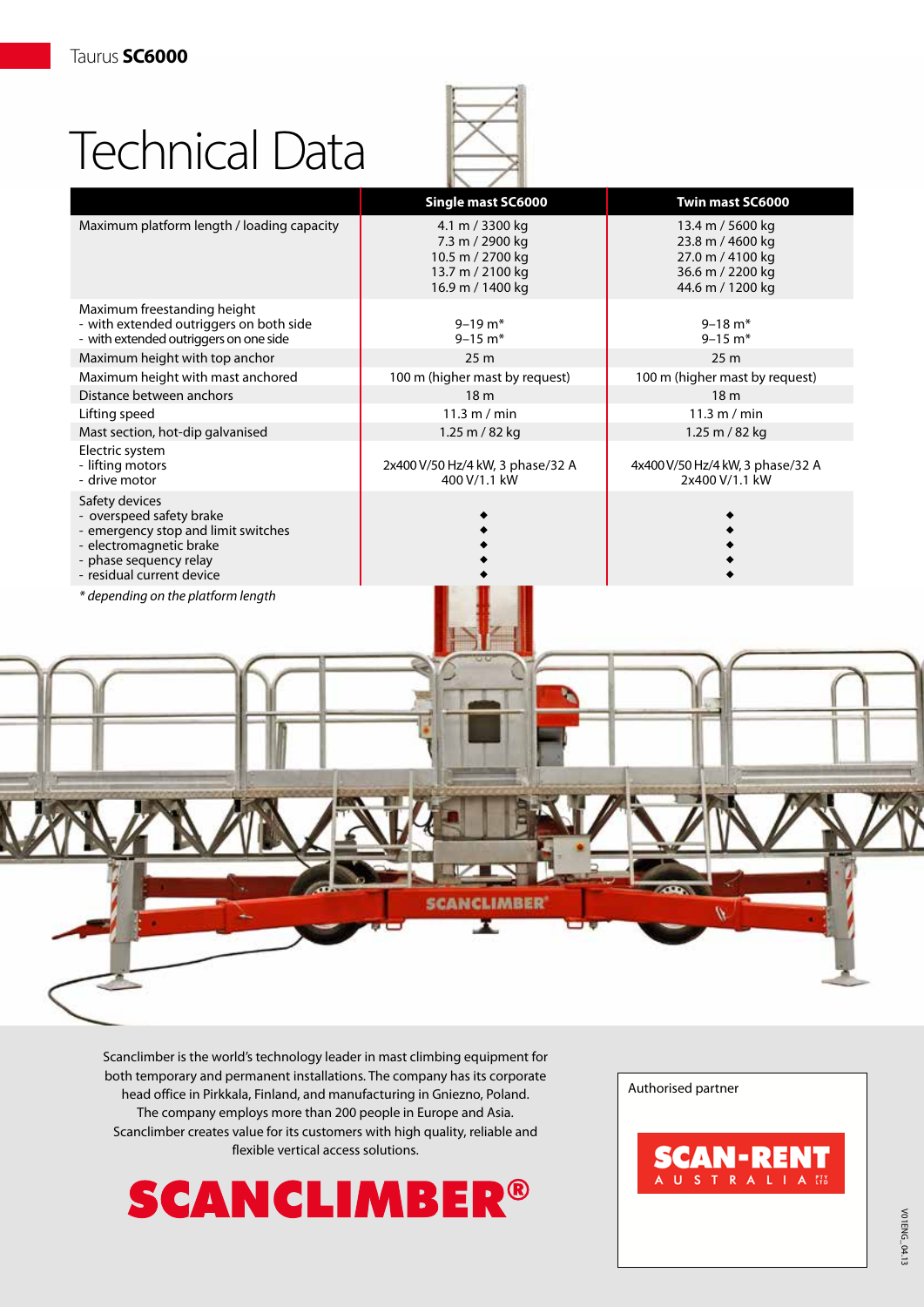# Technical Data

| | Single mast SC6000 | Twin mast SC6000 |
|---|---|---|
| Maximum platform length / loading capacity | 4.1 m / 3300 kg<br>7.3 m / 2900 kg<br>10.5 m / 2700 kg<br>13.7 m / 2100 kg<br>16.9 m / 1400 kg | 13.4 m / 5600 kg<br>23.8 m / 4600 kg<br>27.0 m / 4100 kg<br>36.6 m / 2200 kg<br>44.6 m / 1200 kg |
| Maximum freestanding height<br>- with extended outriggers on both side<br>- with extended outriggers on one side | <br>9–19 m*<br>9–15 m* | <br>9–18 m*<br>9–15 m* |
| Maximum height with top anchor | 25 m | 25 m |
| Maximum height with mast anchored | 100 m (higher mast by request) | 100 m (higher mast by request) |
| Distance between anchors | 18 m | 18 m |
| Lifting speed | 11.3 m / min | 11.3 m / min |
| Mast section, hot-dip galvanised | 1.25 m / 82 kg | 1.25 m / 82 kg |
| Electric system<br>- lifting motors<br>- drive motor | <br>2x400 V/50 Hz/4 kW, 3 phase/32 A<br>400 V/1.1 kW | <br>4x400 V/50 Hz/4 kW, 3 phase/32 A<br>2x400 V/1.1 kW |
| Safety devices<br>- overspeed safety brake<br>- emergency stop and limit switches<br>- electromagnetic brake<br>- phase sequency relay<br>- residual current device | <br>◆<br>◆<br>◆<br>◆<br>◆ | <br>◆<br>◆<br>◆<br>◆<br>◆ |

*\* depending on the platform length*

Scanclimber is the world's technology leader in mast climbing equipment for both temporary and permanent installations. The company has its corporate head office in Pirkkala, Finland, and manufacturing in Gniezno, Poland. The company employs more than 200 people in Europe and Asia. Scanclimber creates value for its customers with high quality, reliable and flexible vertical access solutions.

SCANCLIMBER®

Authorised partner

SCAN-RENT AUSTRALIA PTY LTD

V01ENG_04.13